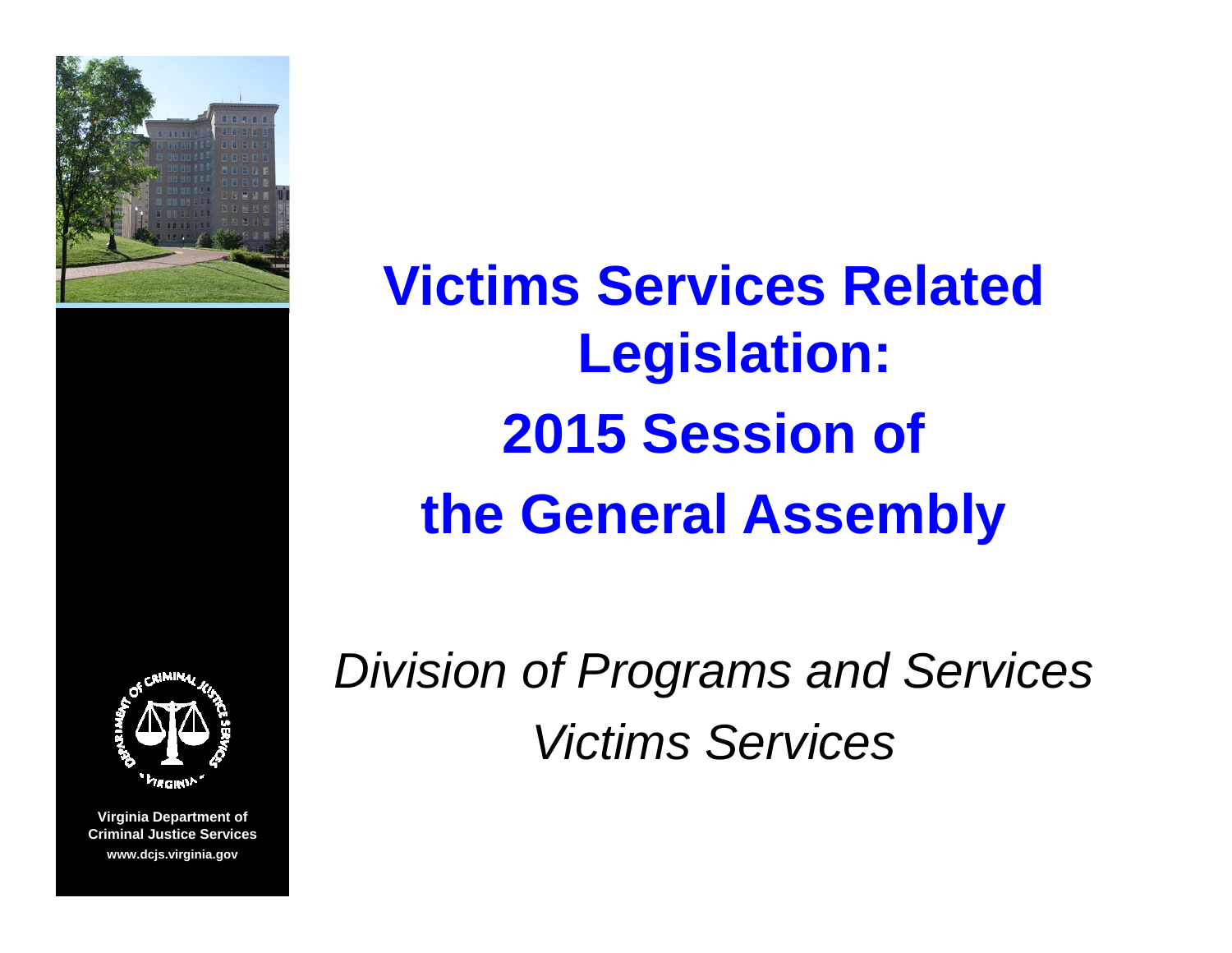# Victims Services Related Legislation: 2015 Session of the General Assembly

*Division of Programs and Services*

*Victims Services*

**Virginia Department of Criminal Justice Services**

**www.dcjs.virginia.gov**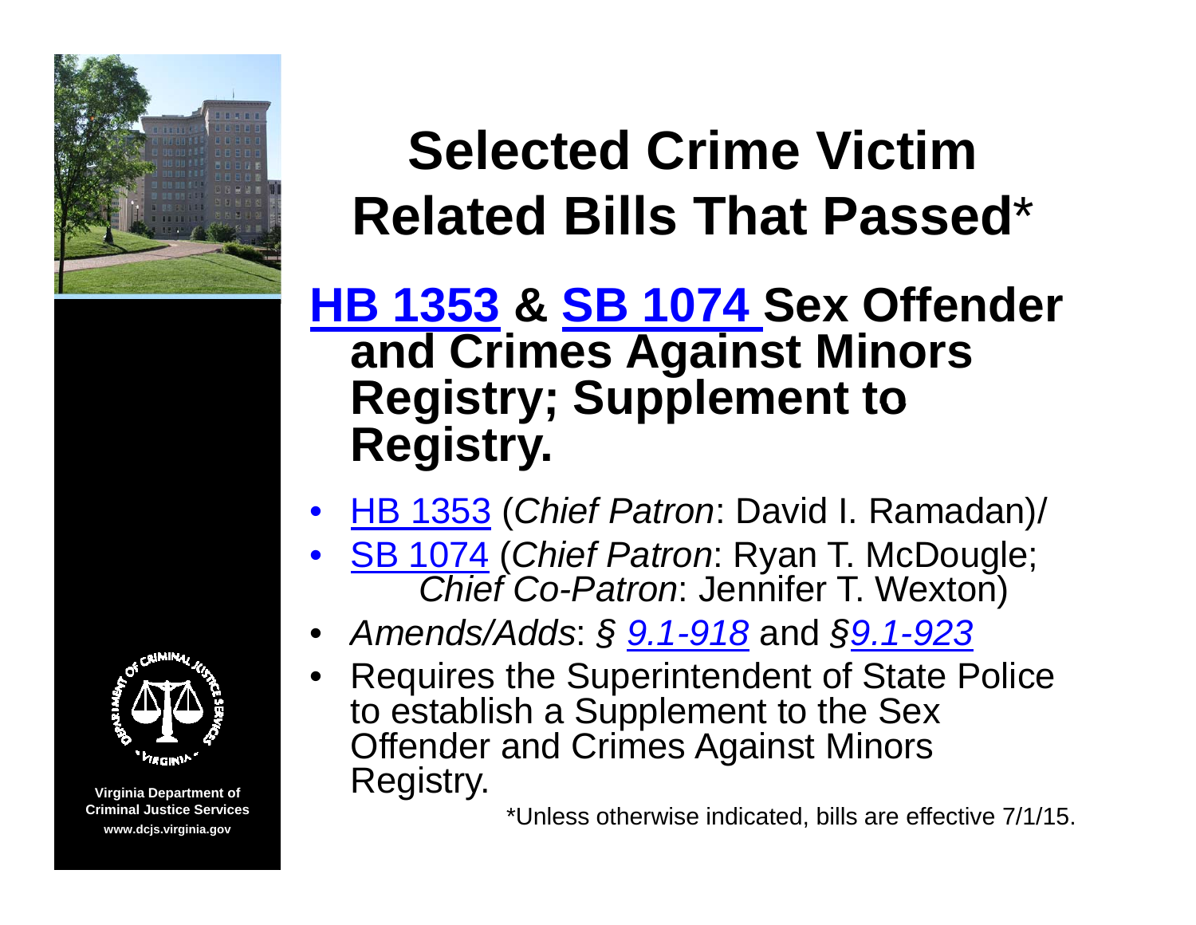# Selected Crime Victim Related Bills That Passed*

## HB 1353 & SB 1074 Sex Offender and Crimes Against Minors Registry; Supplement to Registry.

- HB 1353 (*Chief Patron*: David I. Ramadan)/
- SB 1074 (*Chief Patron*: Ryan T. McDougle; *Chief Co-Patron*: Jennifer T. Wexton)
- *Amends/Adds*: *§ 9.1-918* and *§9.1-923*
- Requires the Superintendent of State Police to establish a Supplement to the Sex Offender and Crimes Against Minors Registry.

*Unless otherwise indicated, bills are effective 7/1/15.

Virginia Department of Criminal Justice Services
www.dcjs.virginia.gov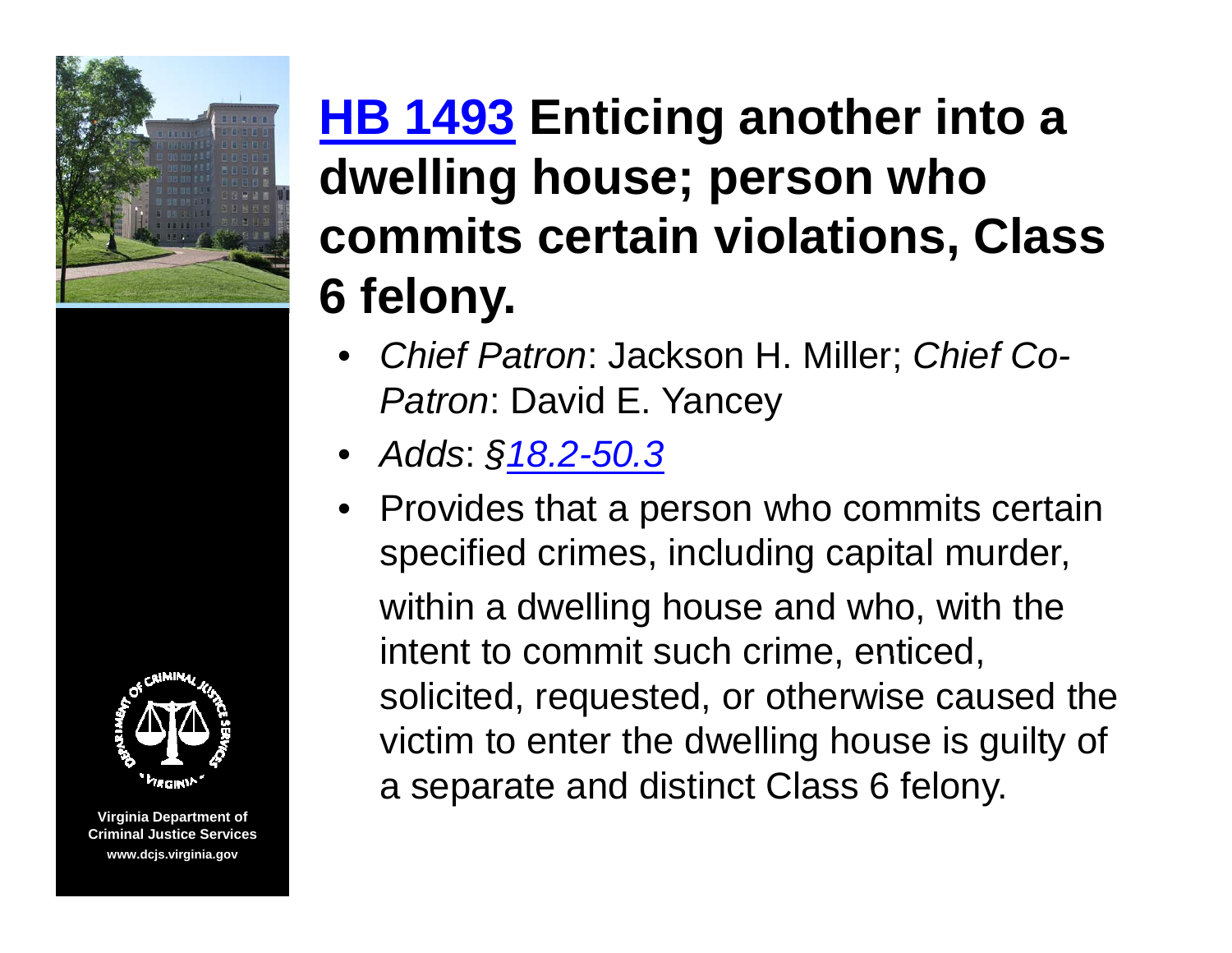# HB 1493 Enticing another into a dwelling house; person who commits certain violations, Class 6 felony.

- *Chief Patron*: Jackson H. Miller; *Chief Co-Patron*: David E. Yancey
- *Adds*: *§18.2-50.3*
- Provides that a person who commits certain specified crimes, including capital murder, within a dwelling house and who, with the intent to commit such crime, enticed, solicited, requested, or otherwise caused the victim to enter the dwelling house is guilty of a separate and distinct Class 6 felony.

Virginia Department of Criminal Justice Services
www.dcjs.virginia.gov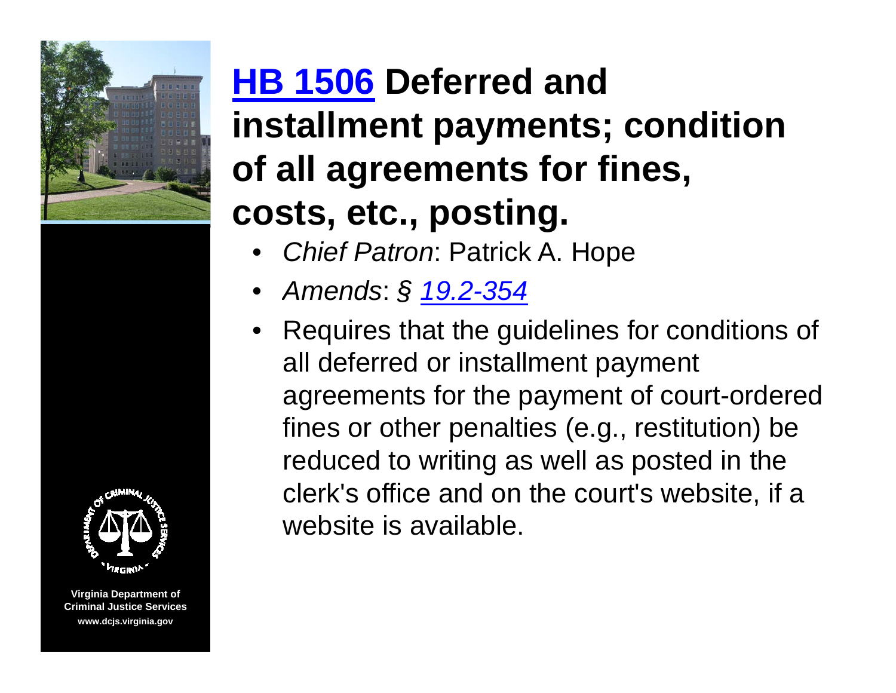# HB 1506 Deferred and installment payments; condition of all agreements for fines, costs, etc., posting.

- *Chief Patron*: Patrick A. Hope
- *Amends*: *§ 19.2-354*
- Requires that the guidelines for conditions of all deferred or installment payment agreements for the payment of court-ordered fines or other penalties (e.g., restitution) be reduced to writing as well as posted in the clerk's office and on the court's website, if a website is available.

Virginia Department of Criminal Justice Services
www.dcjs.virginia.gov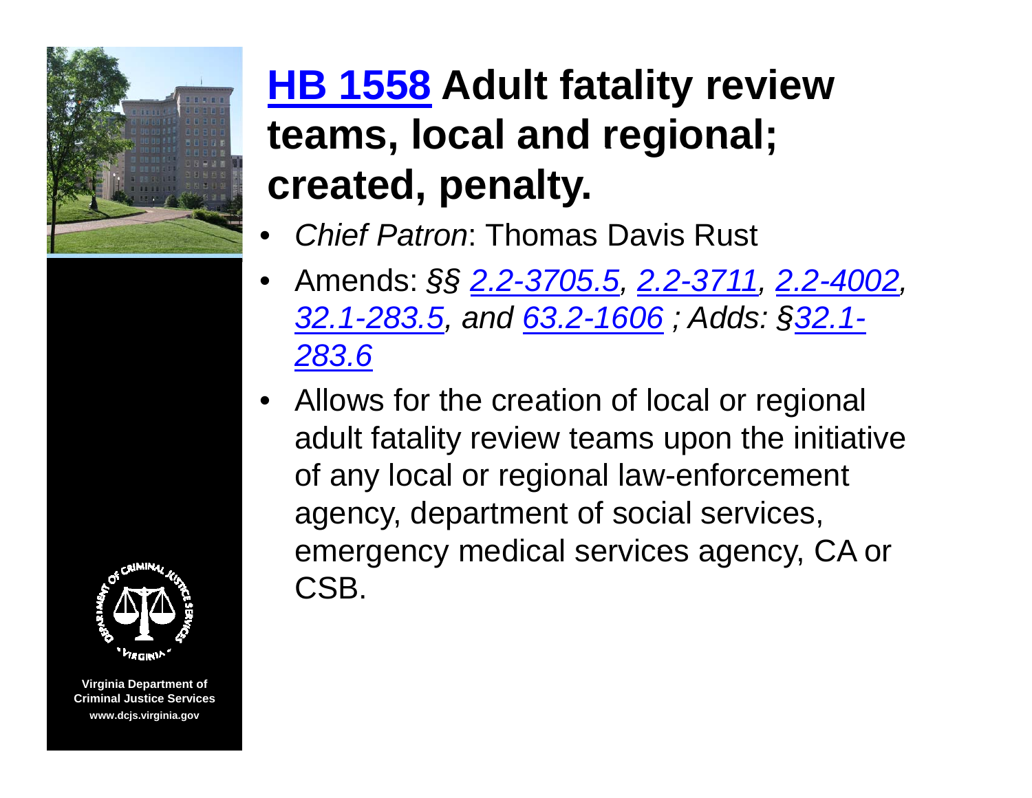# HB 1558 Adult fatality review teams, local and regional; created, penalty.

- *Chief Patron*: Thomas Davis Rust
- Amends: *§§ 2.2-3705.5, 2.2-3711, 2.2-4002, 32.1-283.5, and 63.2-1606 ; Adds: §32.1-283.6*
- Allows for the creation of local or regional adult fatality review teams upon the initiative of any local or regional law-enforcement agency, department of social services, emergency medical services agency, CA or CSB.

Virginia Department of Criminal Justice Services
www.dcjs.virginia.gov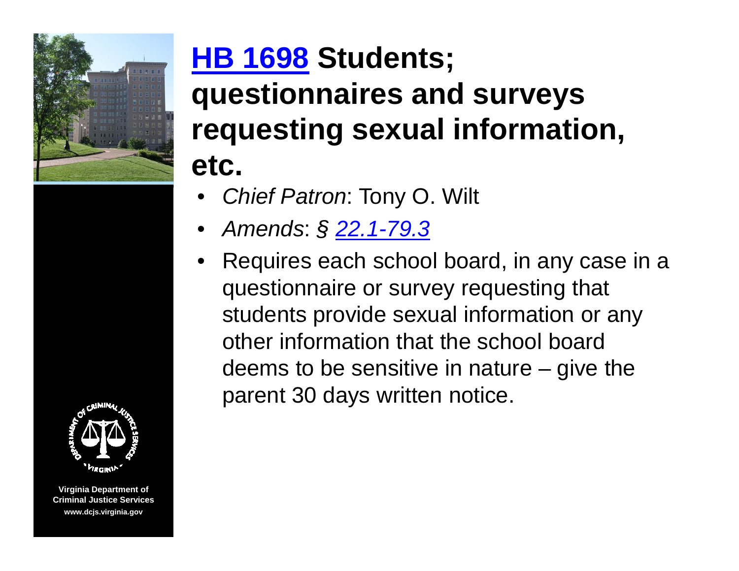# HB 1698 Students; questionnaires and surveys requesting sexual information, etc.

- *Chief Patron*: Tony O. Wilt
- *Amends*: § *22.1-79.3*
- Requires each school board, in any case in a questionnaire or survey requesting that students provide sexual information or any other information that the school board deems to be sensitive in nature – give the parent 30 days written notice.

Virginia Department of Criminal Justice Services
www.dcjs.virginia.gov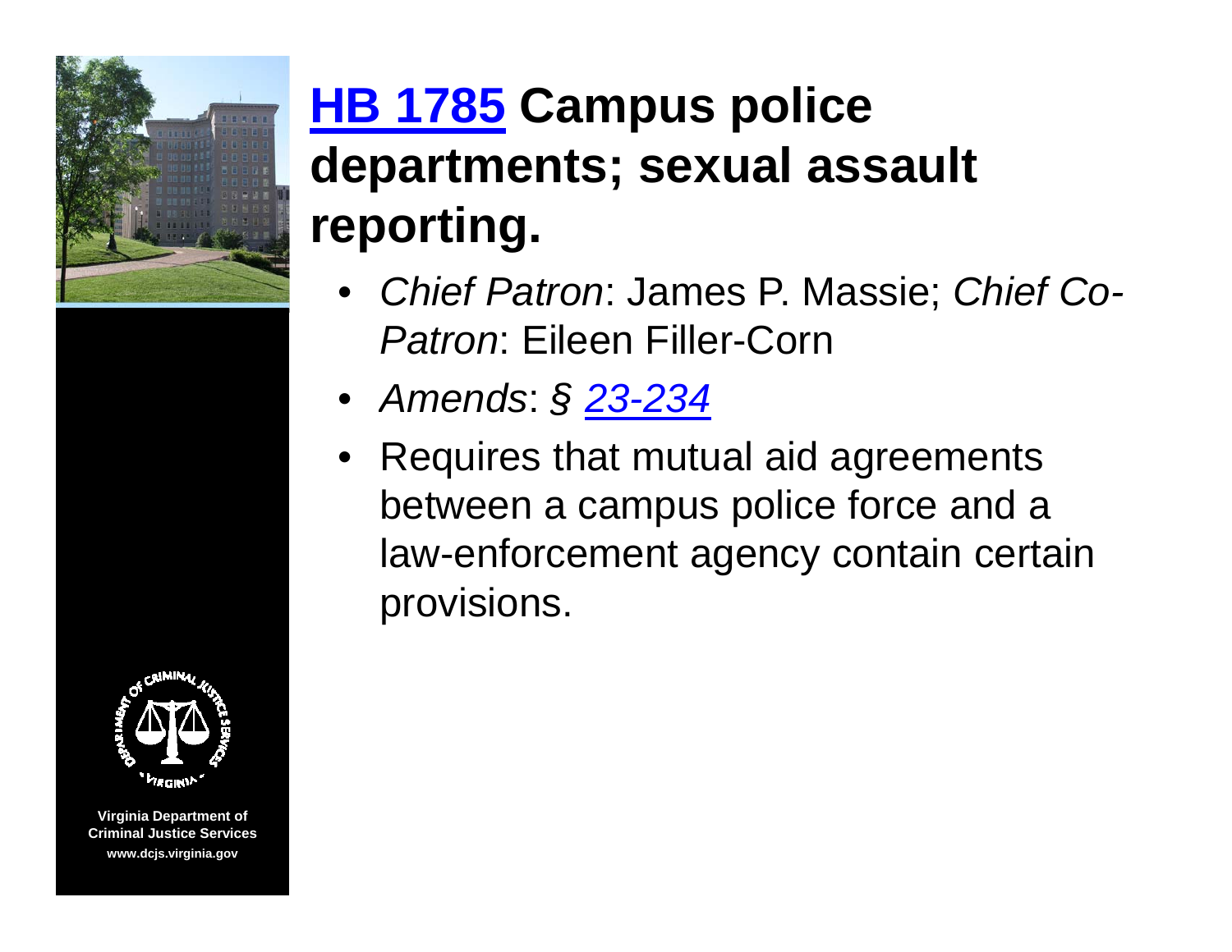# HB 1785 Campus police departments; sexual assault reporting.

- *Chief Patron*: James P. Massie; *Chief Co-Patron*: Eileen Filler-Corn
- *Amends*: *§ 23-234*
- Requires that mutual aid agreements between a campus police force and a law-enforcement agency contain certain provisions.

Virginia Department of Criminal Justice Services
www.dcjs.virginia.gov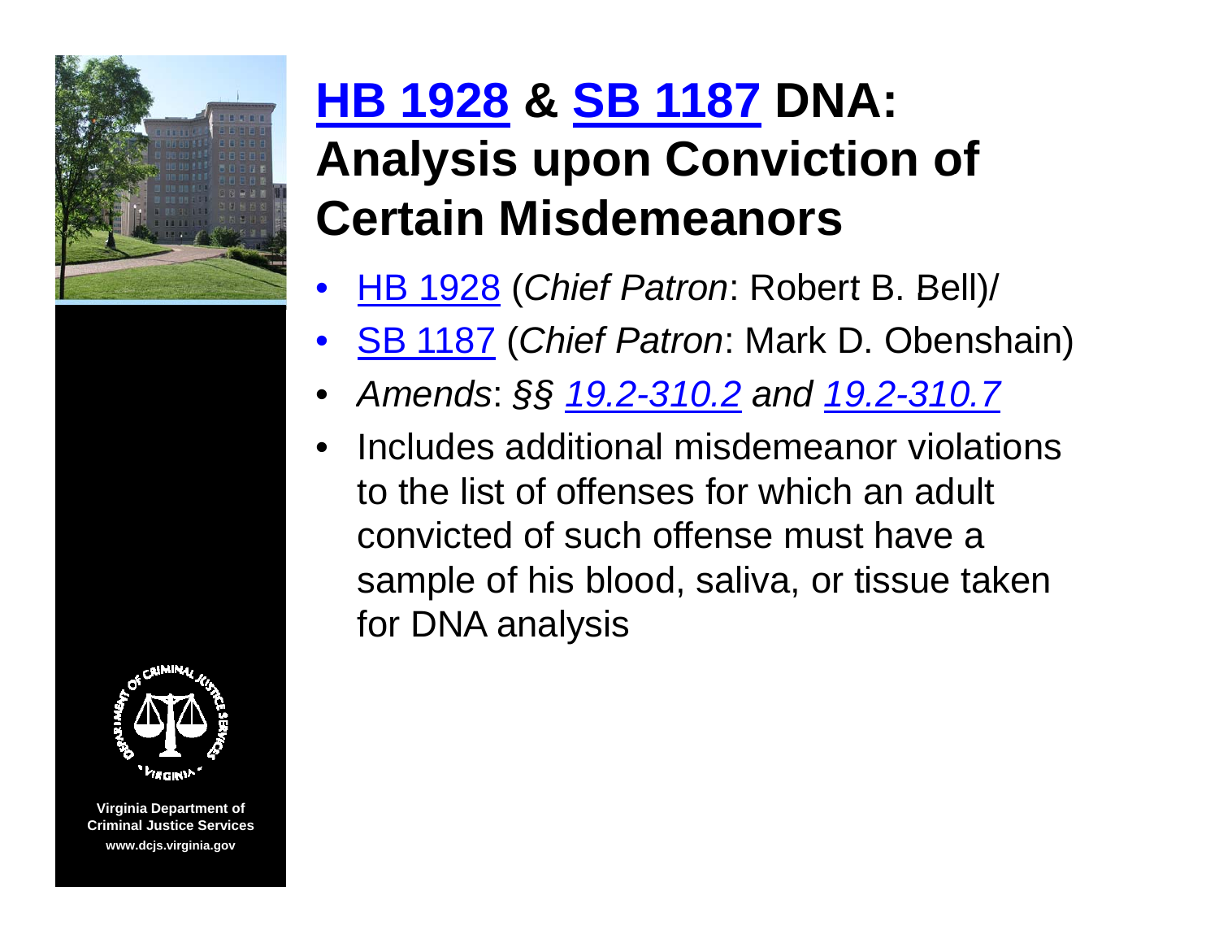# HB 1928 & SB 1187 DNA: Analysis upon Conviction of Certain Misdemeanors

- HB 1928 (*Chief Patron*: Robert B. Bell)/
- SB 1187 (*Chief Patron*: Mark D. Obenshain)
- *Amends*: *§§ 19.2-310.2 and 19.2-310.7*
- Includes additional misdemeanor violations to the list of offenses for which an adult convicted of such offense must have a sample of his blood, saliva, or tissue taken for DNA analysis

Virginia Department of Criminal Justice Services
www.dcjs.virginia.gov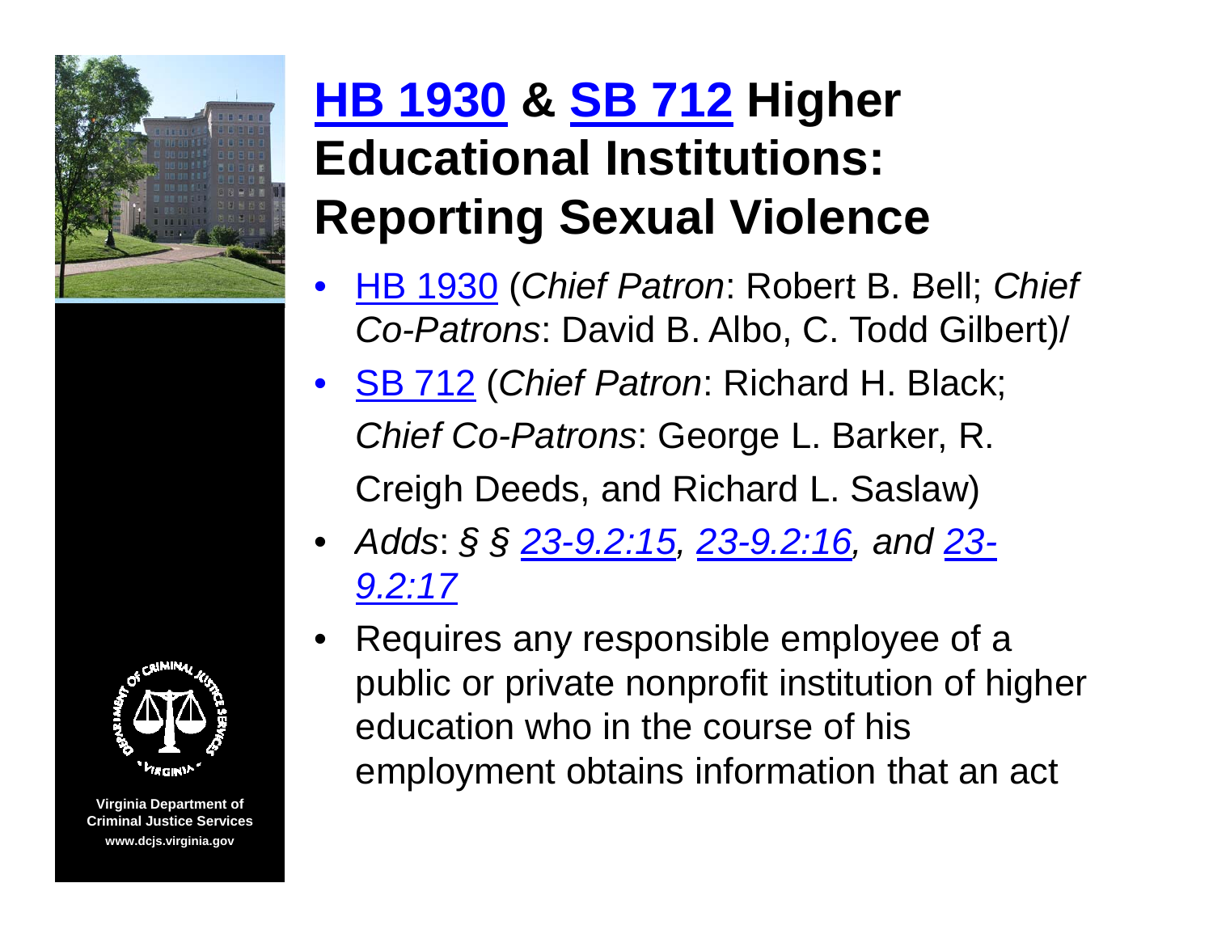# HB 1930 & SB 712 Higher Educational Institutions: Reporting Sexual Violence

- HB 1930 (*Chief Patron*: Robert B. Bell; *Chief Co-Patrons*: David B. Albo, C. Todd Gilbert)/
- SB 712 (*Chief Patron*: Richard H. Black; *Chief Co-Patrons*: George L. Barker, R. Creigh Deeds, and Richard L. Saslaw)
- *Adds*: *§ § 23-9.2:15, 23-9.2:16, and 23-9.2:17*
- Requires any responsible employee of a public or private nonprofit institution of higher education who in the course of his employment obtains information that an act

Virginia Department of Criminal Justice Services
www.dcjs.virginia.gov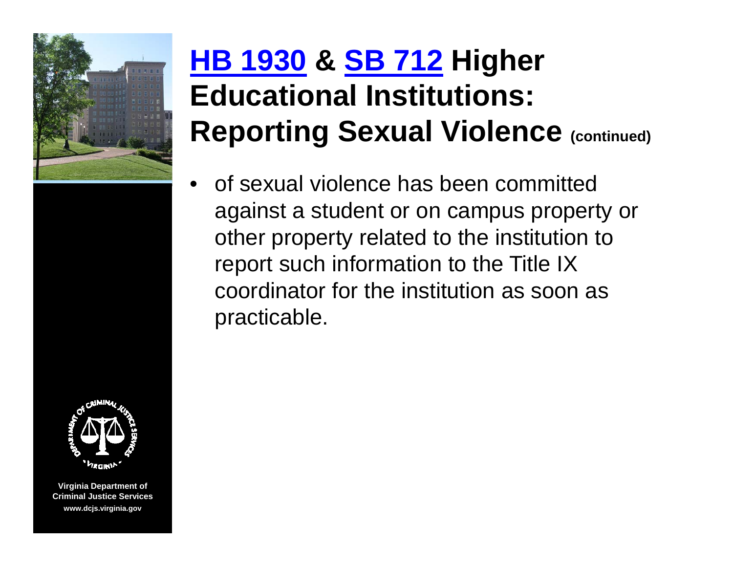# HB 1930 & SB 712 Higher Educational Institutions: Reporting Sexual Violence (continued)

- of sexual violence has been committed against a student or on campus property or other property related to the institution to report such information to the Title IX coordinator for the institution as soon as practicable.

Virginia Department of Criminal Justice Services
www.dcjs.virginia.gov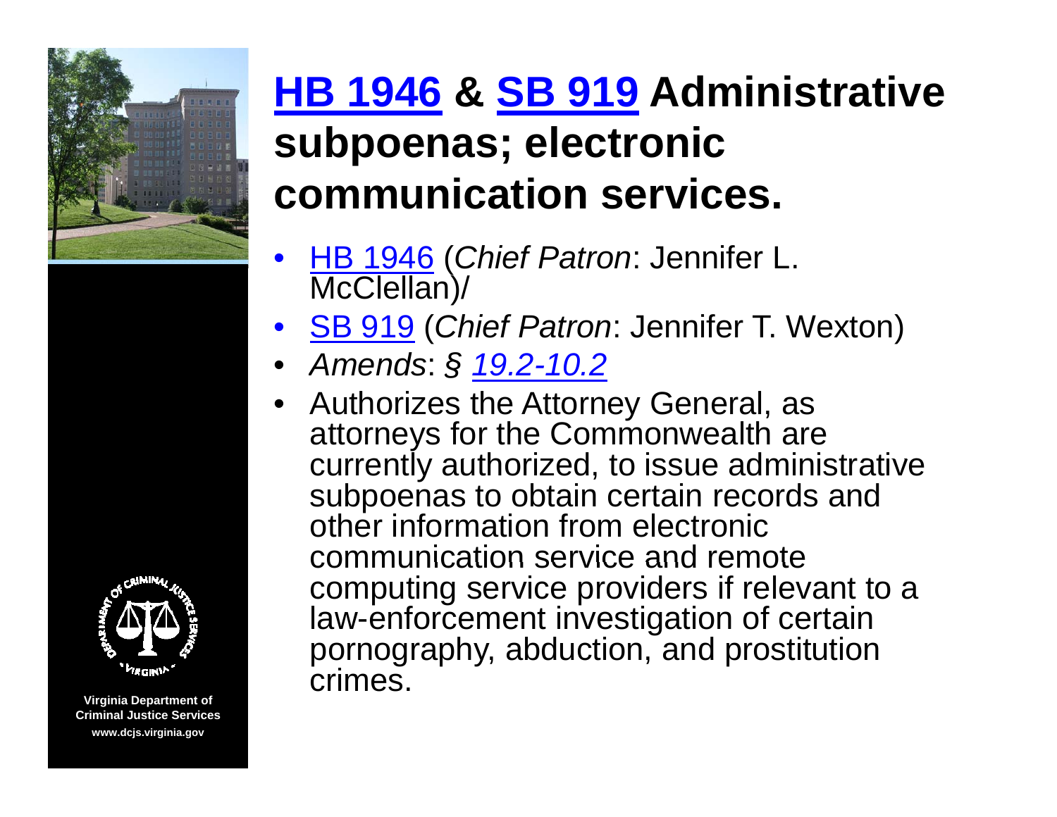# HB 1946 & SB 919 Administrative subpoenas; electronic communication services.

- HB 1946 (*Chief Patron*: Jennifer L. McClellan)/
- SB 919 (*Chief Patron*: Jennifer T. Wexton)
- *Amends*: § *19.2-10.2*
- Authorizes the Attorney General, as attorneys for the Commonwealth are currently authorized, to issue administrative subpoenas to obtain certain records and other information from electronic communication service and remote computing service providers if relevant to a law-enforcement investigation of certain pornography, abduction, and prostitution crimes.

Virginia Department of Criminal Justice Services
www.dcjs.virginia.gov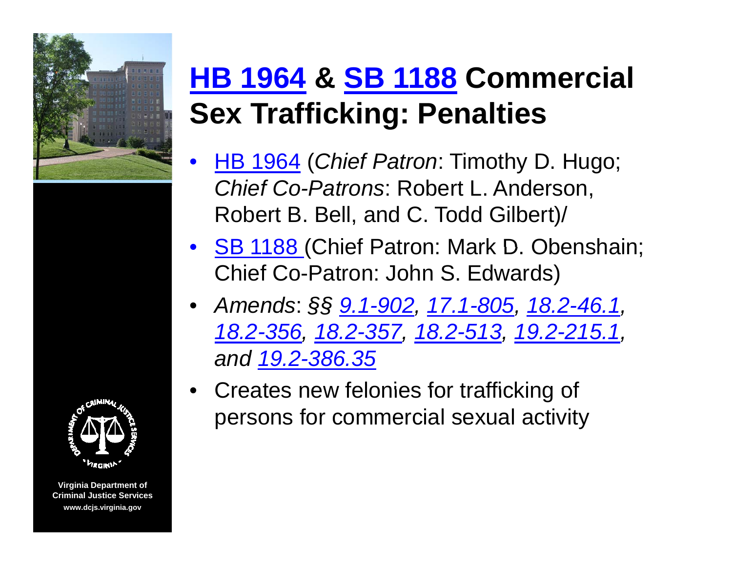# HB 1964 & SB 1188 Commercial Sex Trafficking: Penalties

- HB 1964 (*Chief Patron*: Timothy D. Hugo; *Chief Co-Patrons*: Robert L. Anderson, Robert B. Bell, and C. Todd Gilbert)/
- SB 1188 (Chief Patron: Mark D. Obenshain; Chief Co-Patron: John S. Edwards)
- *Amends*: *§§ 9.1-902, 17.1-805, 18.2-46.1, 18.2-356, 18.2-357, 18.2-513, 19.2-215.1, and 19.2-386.35*
- Creates new felonies for trafficking of persons for commercial sexual activity

Virginia Department of Criminal Justice Services
www.dcjs.virginia.gov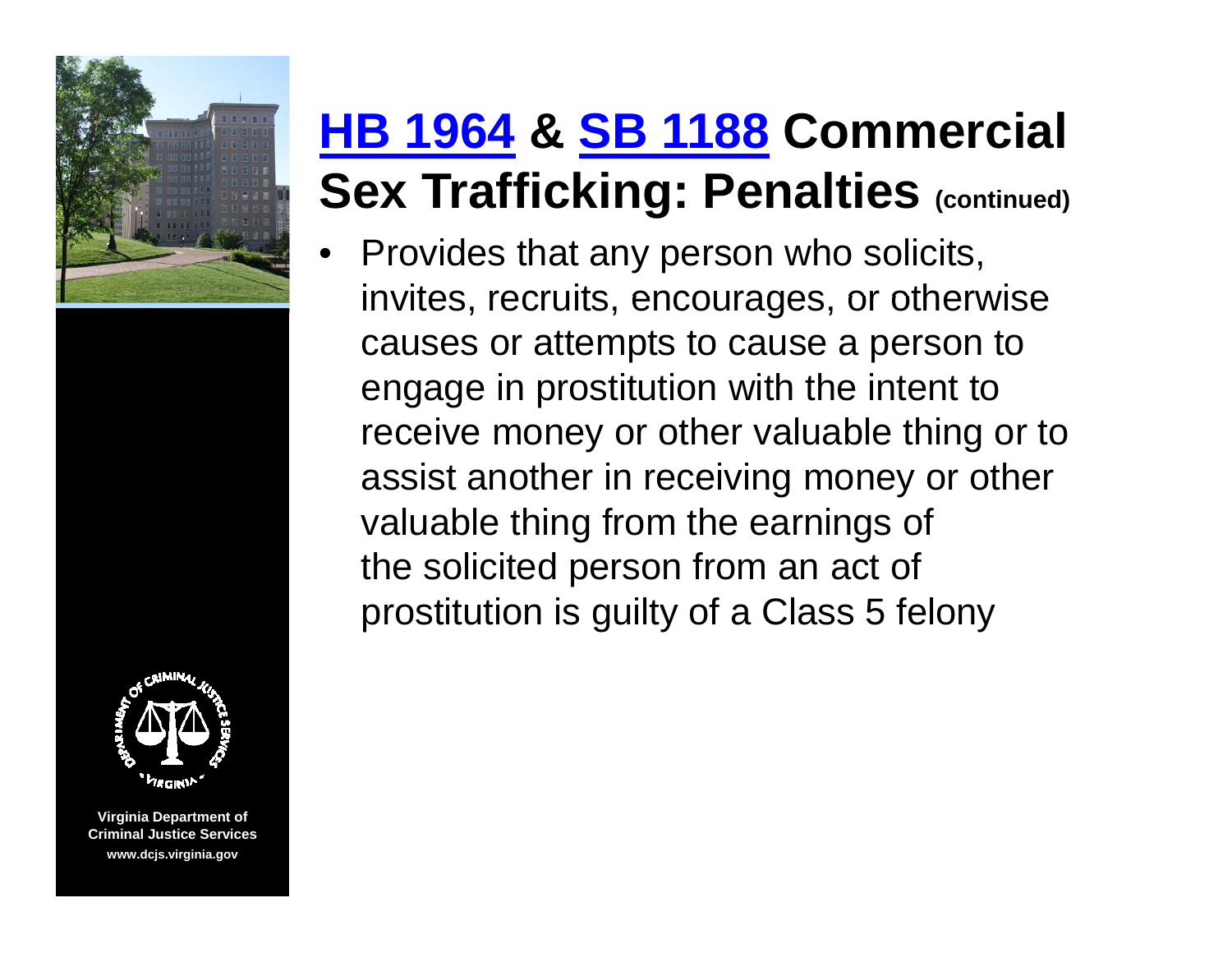# HB 1964 & SB 1188 Commercial Sex Trafficking: Penalties (continued)

- Provides that any person who solicits, invites, recruits, encourages, or otherwise causes or attempts to cause a person to engage in prostitution with the intent to receive money or other valuable thing or to assist another in receiving money or other valuable thing from the earnings of the solicited person from an act of prostitution is guilty of a Class 5 felony

Virginia Department of Criminal Justice Services
www.dcjs.virginia.gov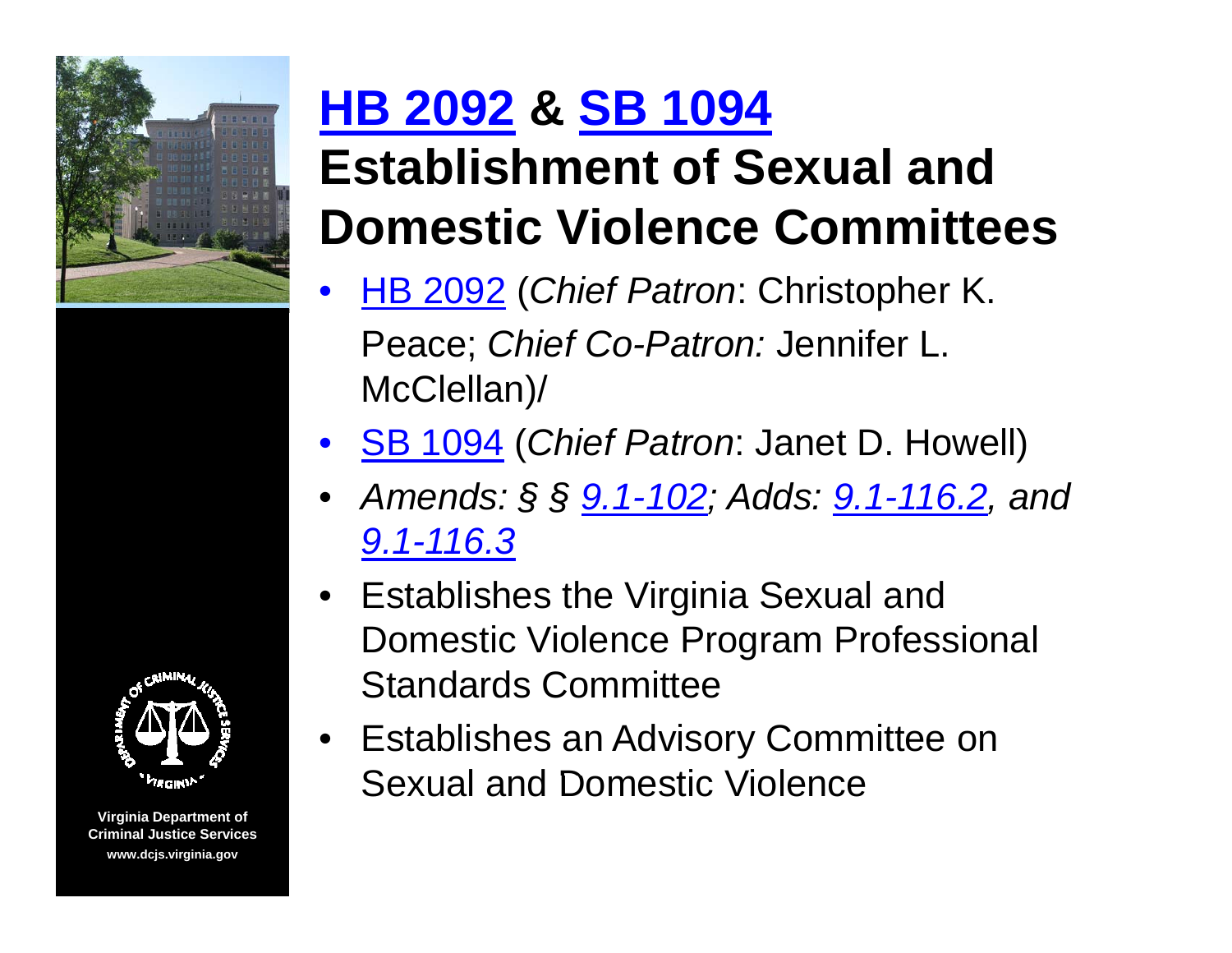# HB 2092 & SB 1094

# Establishment of Sexual and Domestic Violence Committees

- HB 2092 (*Chief Patron*: Christopher K. Peace; *Chief Co-Patron:* Jennifer L. McClellan)/
- SB 1094 (*Chief Patron*: Janet D. Howell)
- *Amends: § § 9.1-102; Adds: 9.1-116.2, and 9.1-116.3*
- Establishes the Virginia Sexual and Domestic Violence Program Professional Standards Committee
- Establishes an Advisory Committee on Sexual and Domestic Violence

Virginia Department of Criminal Justice Services
www.dcjs.virginia.gov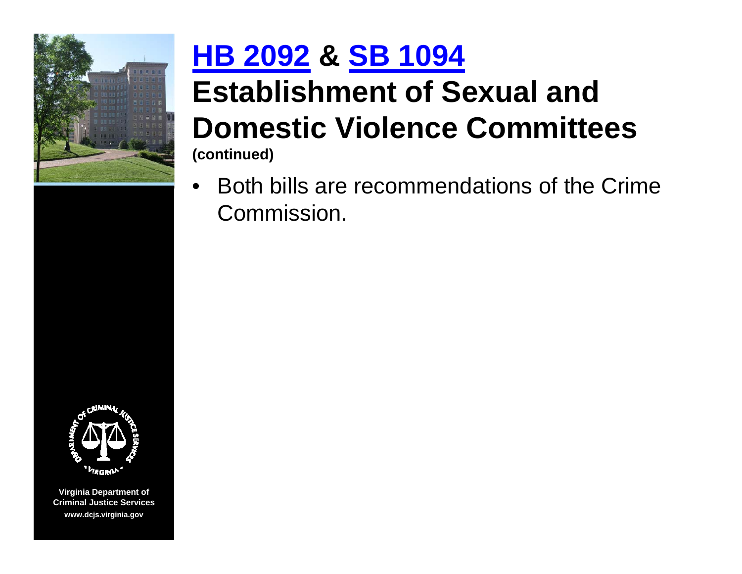# HB 2092 & SB 1094 Establishment of Sexual and Domestic Violence Committees

**(continued)**

- Both bills are recommendations of the Crime Commission.

Virginia Department of Criminal Justice Services
www.dcjs.virginia.gov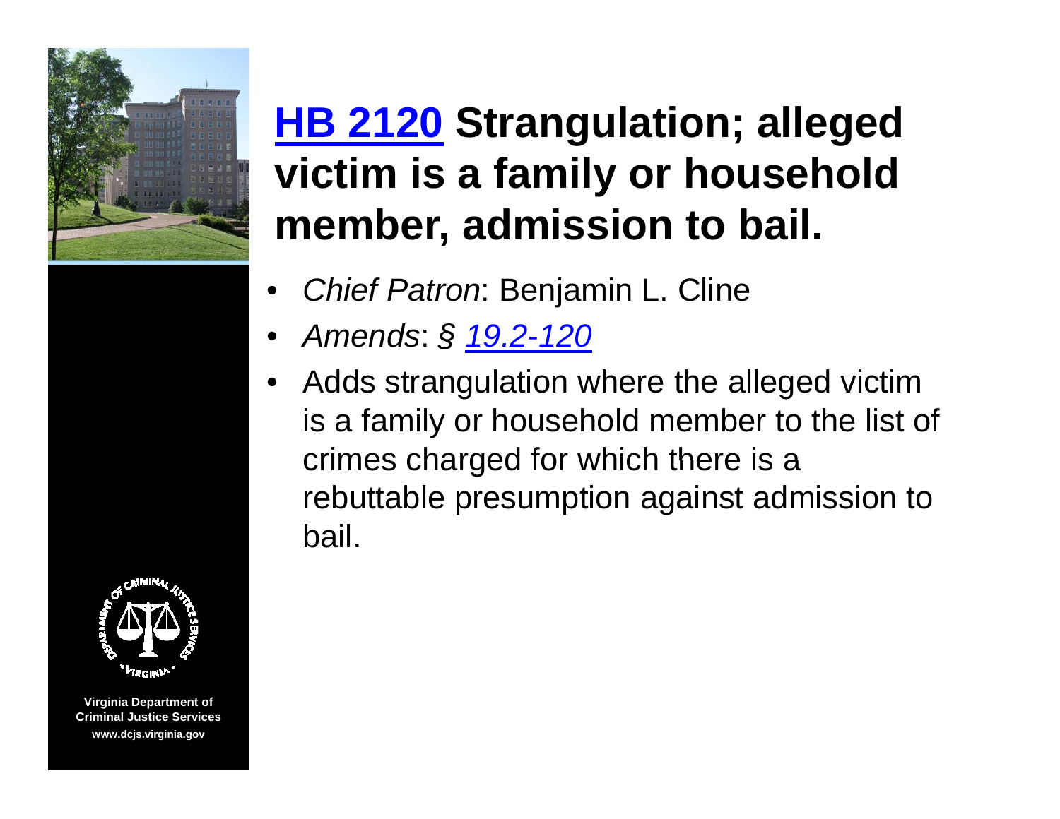# HB 2120 Strangulation; alleged victim is a family or household member, admission to bail.

- *Chief Patron*: Benjamin L. Cline
- *Amends*: § *19.2-120*
- Adds strangulation where the alleged victim is a family or household member to the list of crimes charged for which there is a rebuttable presumption against admission to bail.

Virginia Department of Criminal Justice Services
www.dcjs.virginia.gov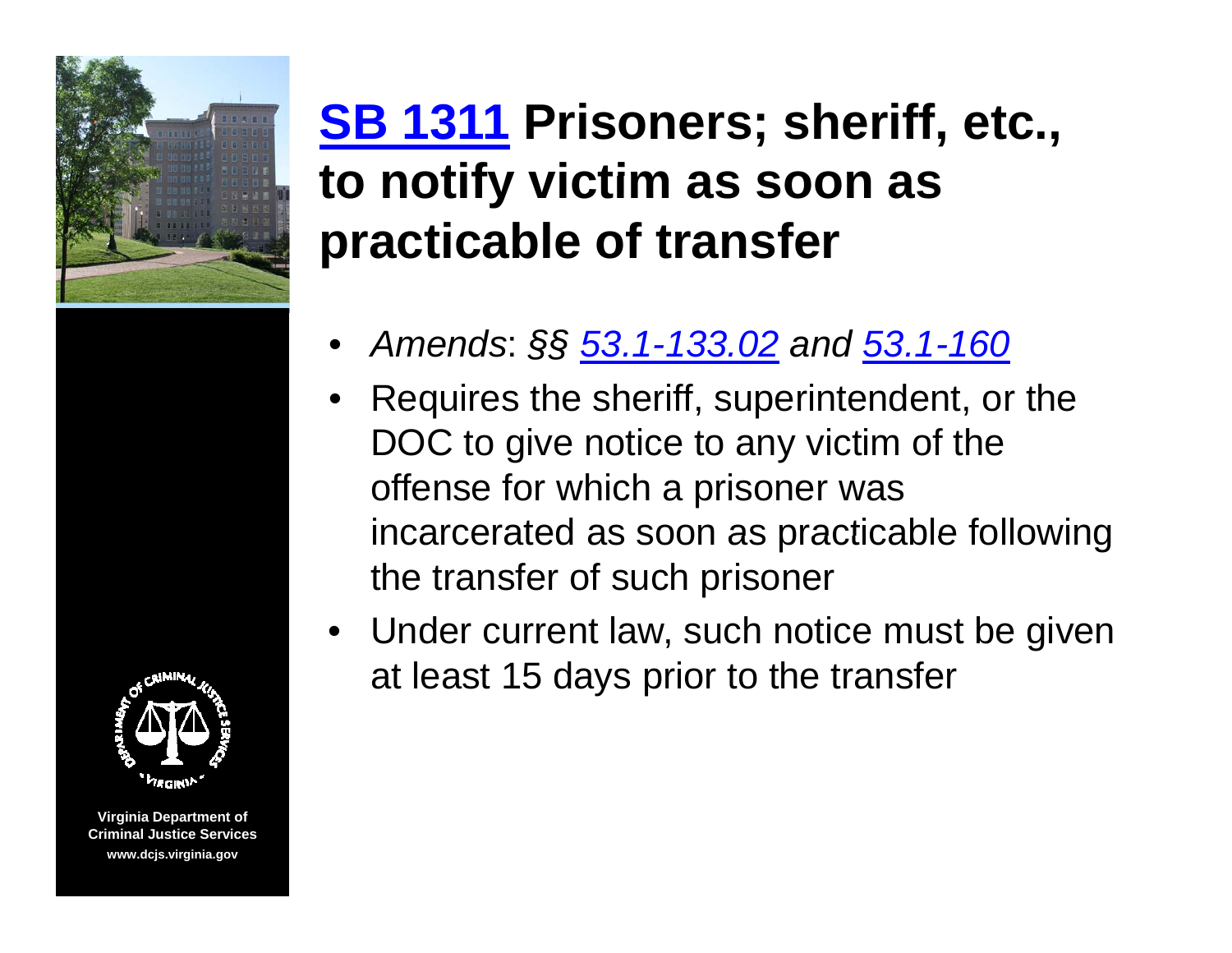# SB 1311 Prisoners; sheriff, etc., to notify victim as soon as practicable of transfer

- *Amends*: *§§ 53.1-133.02 and 53.1-160*
- Requires the sheriff, superintendent, or the DOC to give notice to any victim of the offense for which a prisoner was incarcerated as soon as practicable following the transfer of such prisoner
- Under current law, such notice must be given at least 15 days prior to the transfer

Virginia Department of Criminal Justice Services
www.dcjs.virginia.gov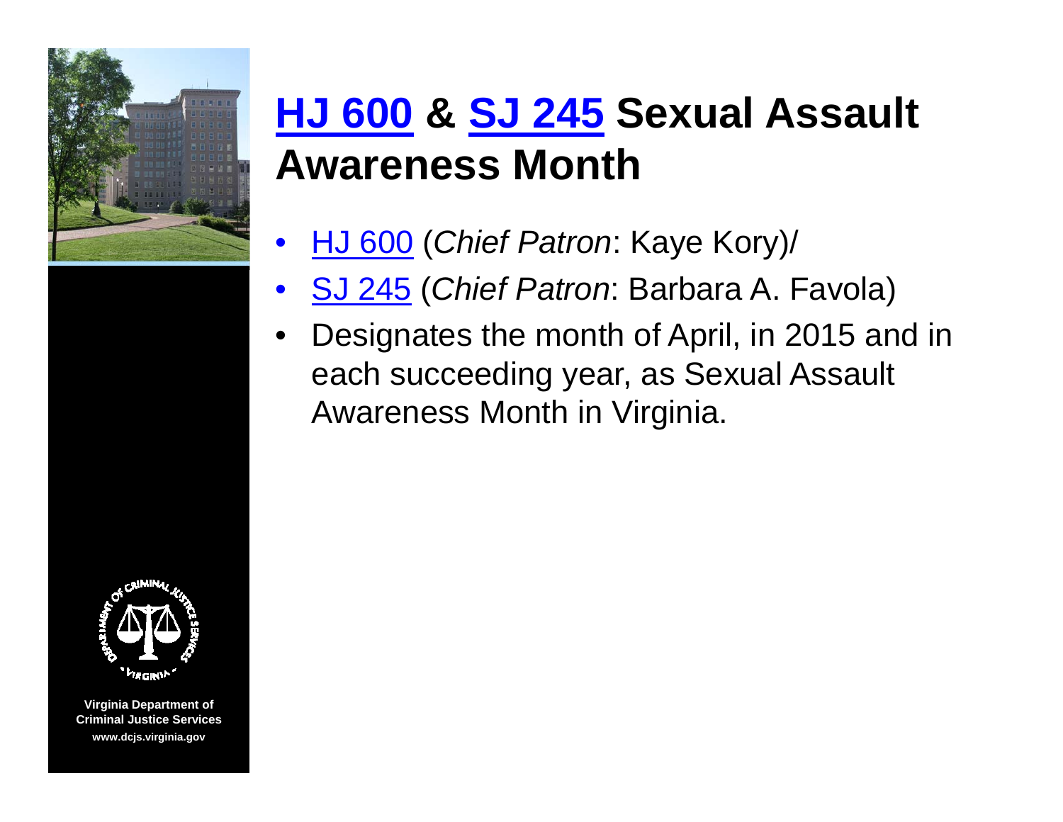# HJ 600 & SJ 245 Sexual Assault Awareness Month

- HJ 600 (*Chief Patron*: Kaye Kory)/
- SJ 245 (*Chief Patron*: Barbara A. Favola)
- Designates the month of April, in 2015 and in each succeeding year, as Sexual Assault Awareness Month in Virginia.

Virginia Department of Criminal Justice Services
www.dcjs.virginia.gov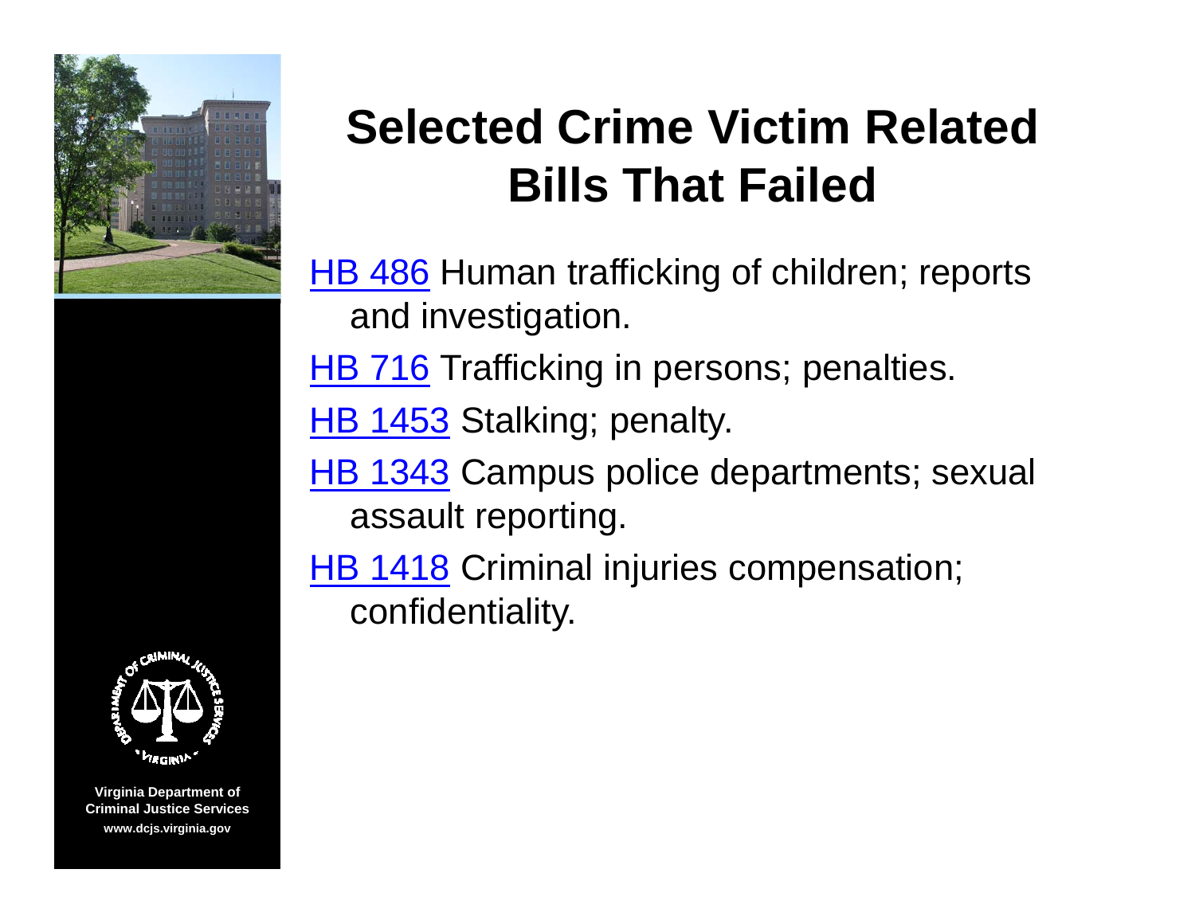# Selected Crime Victim Related Bills That Failed

HB 486 Human trafficking of children; reports and investigation.

HB 716 Trafficking in persons; penalties.

HB 1453 Stalking; penalty.

HB 1343 Campus police departments; sexual assault reporting.

HB 1418 Criminal injuries compensation; confidentiality.

Virginia Department of Criminal Justice Services
www.dcjs.virginia.gov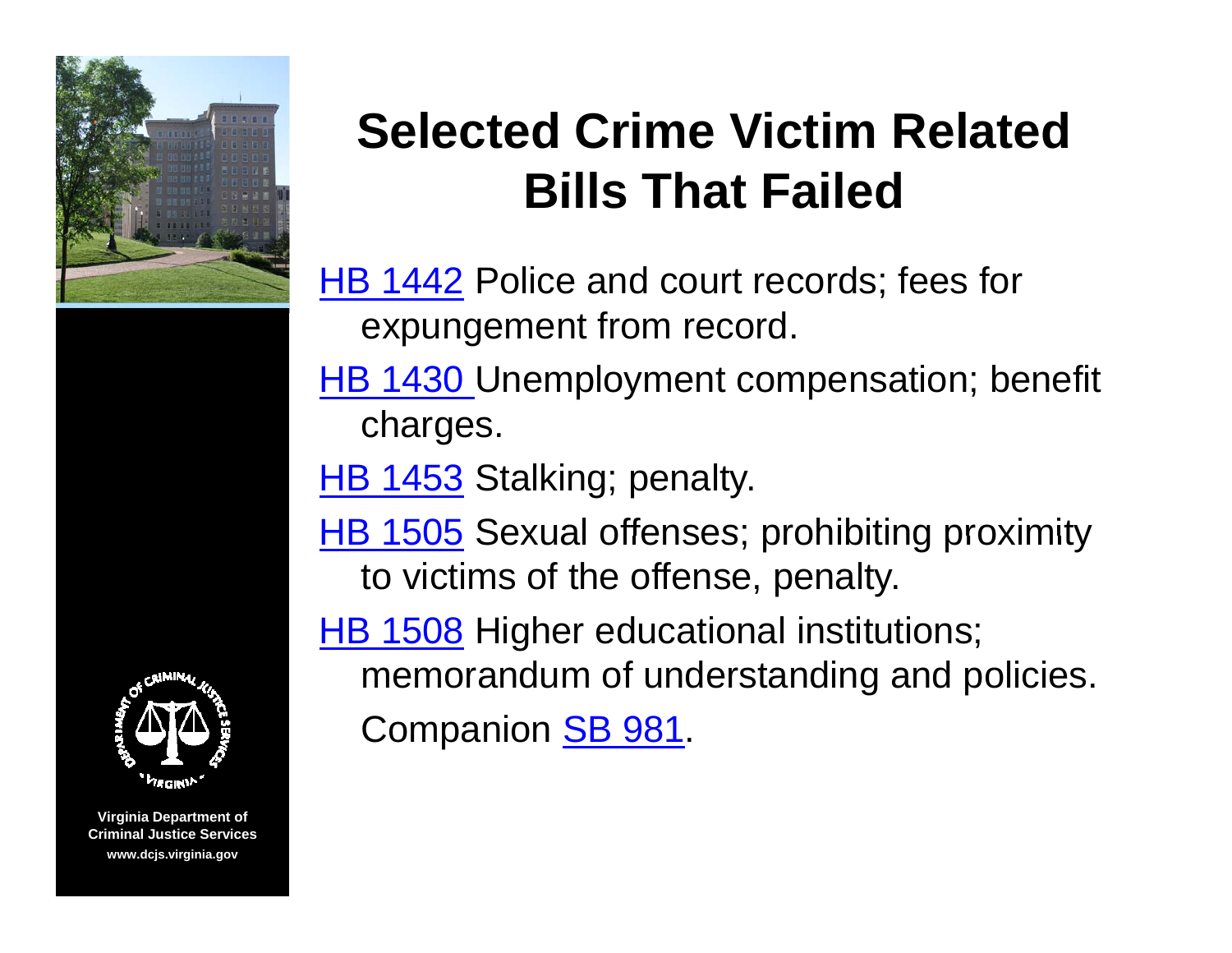# Selected Crime Victim Related Bills That Failed

- HB 1442 Police and court records; fees for expungement from record.
- HB 1430 Unemployment compensation; benefit charges.
- HB 1453 Stalking; penalty.
- HB 1505 Sexual offenses; prohibiting proximity to victims of the offense, penalty.
- HB 1508 Higher educational institutions; memorandum of understanding and policies. Companion SB 981.

Virginia Department of Criminal Justice Services
www.dcjs.virginia.gov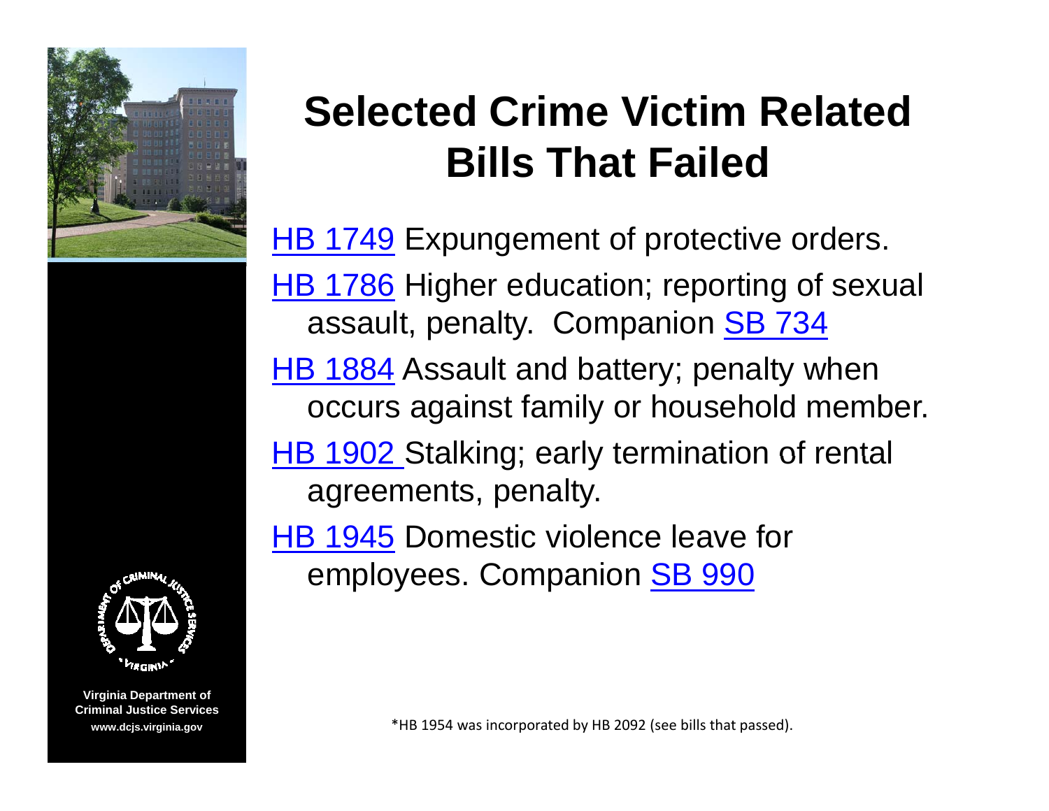# Selected Crime Victim Related Bills That Failed

- HB 1749 Expungement of protective orders.
- HB 1786 Higher education; reporting of sexual assault, penalty. Companion SB 734
- HB 1884 Assault and battery; penalty when occurs against family or household member.
- HB 1902 Stalking; early termination of rental agreements, penalty.
- HB 1945 Domestic violence leave for employees. Companion SB 990

*HB 1954 was incorporated by HB 2092 (see bills that passed).

Virginia Department of Criminal Justice Services
www.dcjs.virginia.gov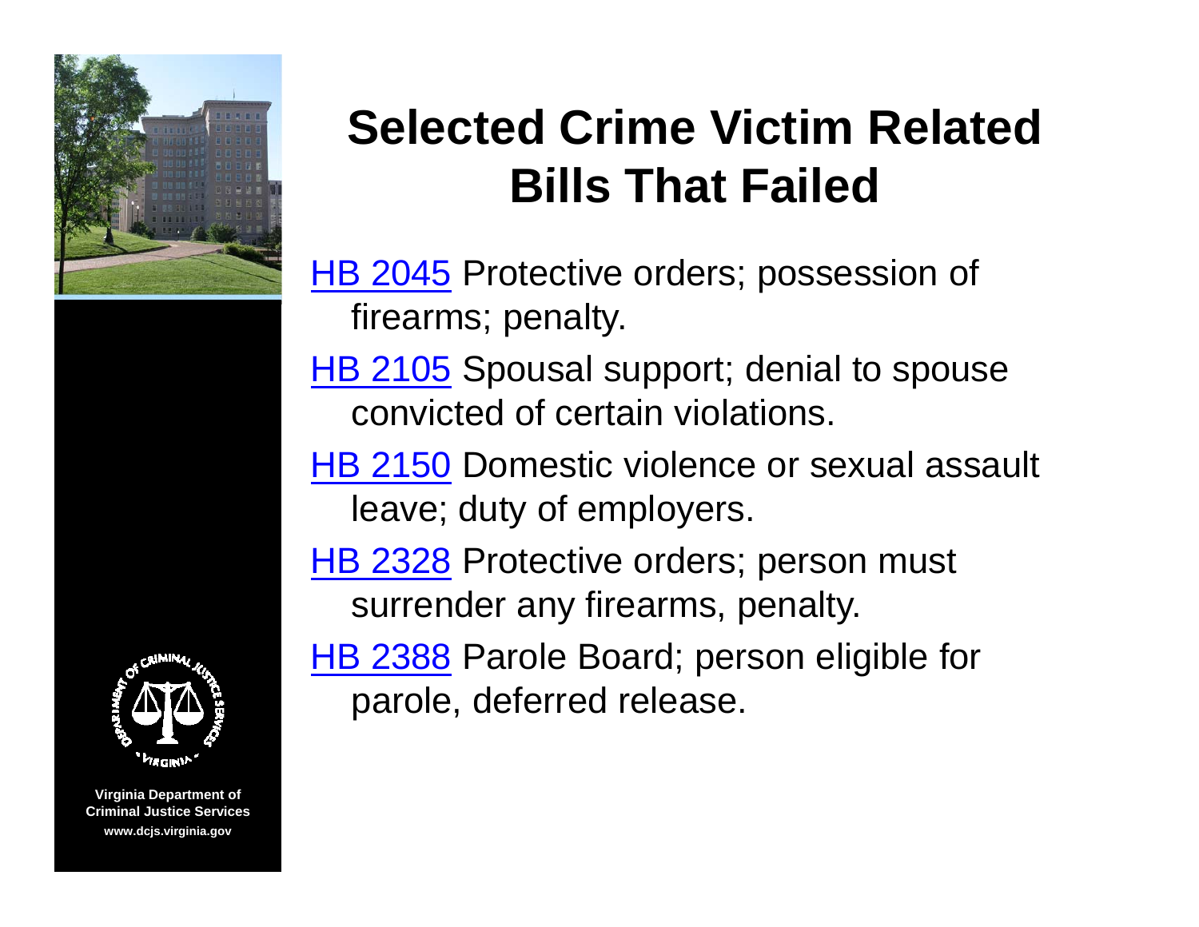# Selected Crime Victim Related Bills That Failed

- HB 2045 Protective orders; possession of firearms; penalty.
- HB 2105 Spousal support; denial to spouse convicted of certain violations.
- HB 2150 Domestic violence or sexual assault leave; duty of employers.
- HB 2328 Protective orders; person must surrender any firearms, penalty.
- HB 2388 Parole Board; person eligible for parole, deferred release.

Virginia Department of Criminal Justice Services
www.dcjs.virginia.gov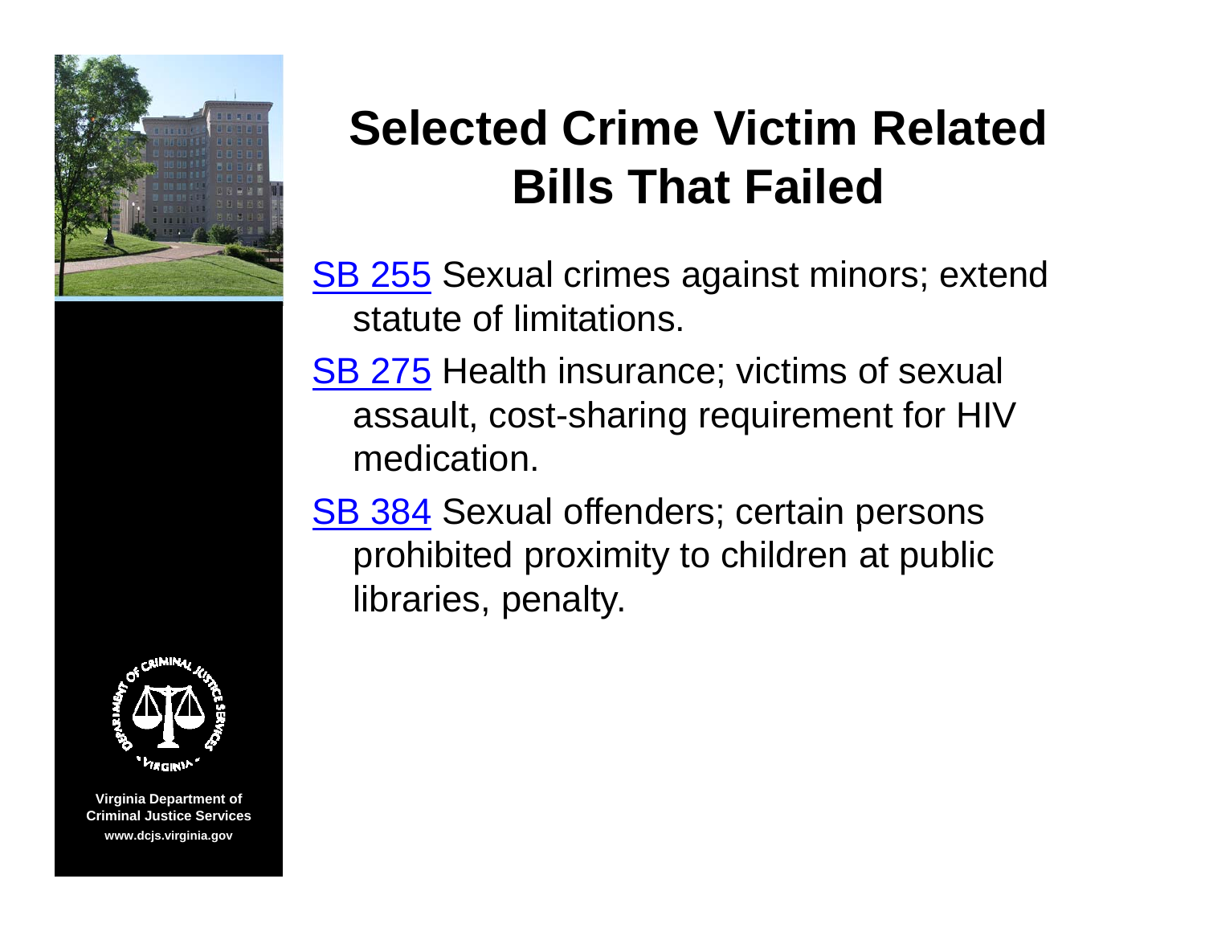# Selected Crime Victim Related Bills That Failed

- SB 255 Sexual crimes against minors; extend statute of limitations.
- SB 275 Health insurance; victims of sexual assault, cost-sharing requirement for HIV medication.
- SB 384 Sexual offenders; certain persons prohibited proximity to children at public libraries, penalty.

Virginia Department of Criminal Justice Services
www.dcjs.virginia.gov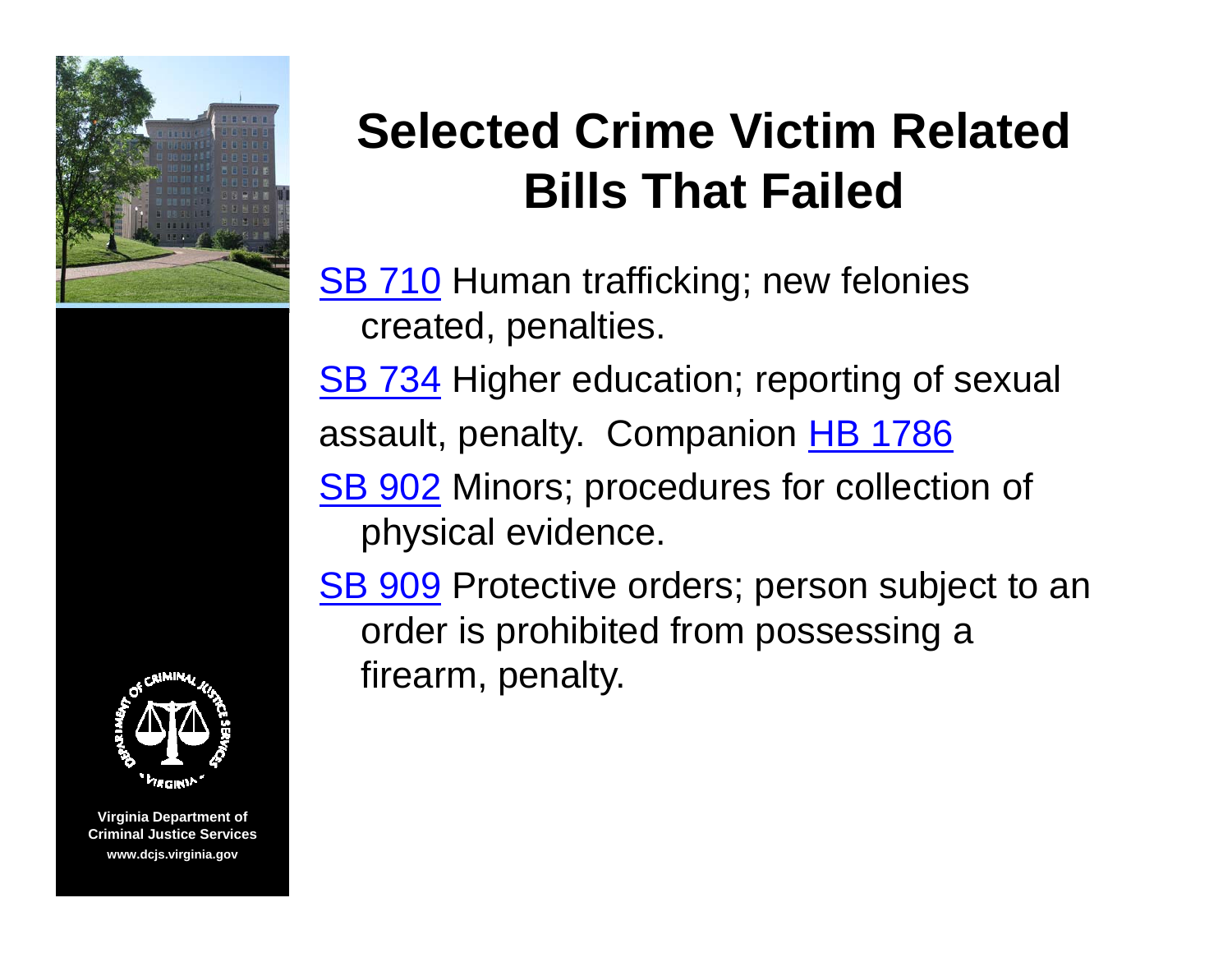# Selected Crime Victim Related Bills That Failed

SB 710 Human trafficking; new felonies created, penalties.

SB 734 Higher education; reporting of sexual assault, penalty. Companion HB 1786

SB 902 Minors; procedures for collection of physical evidence.

SB 909 Protective orders; person subject to an order is prohibited from possessing a firearm, penalty.

Virginia Department of Criminal Justice Services
www.dcjs.virginia.gov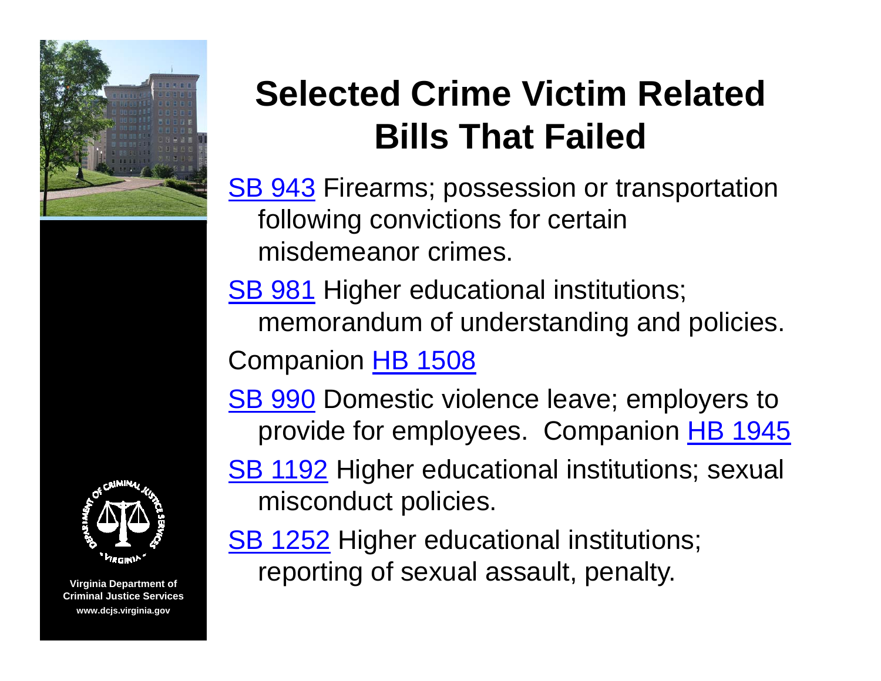# Selected Crime Victim Related Bills That Failed

SB 943 Firearms; possession or transportation following convictions for certain misdemeanor crimes.

SB 981 Higher educational institutions; memorandum of understanding and policies.

Companion HB 1508

SB 990 Domestic violence leave; employers to provide for employees. Companion HB 1945

SB 1192 Higher educational institutions; sexual misconduct policies.

SB 1252 Higher educational institutions; reporting of sexual assault, penalty.

Virginia Department of Criminal Justice Services
www.dcjs.virginia.gov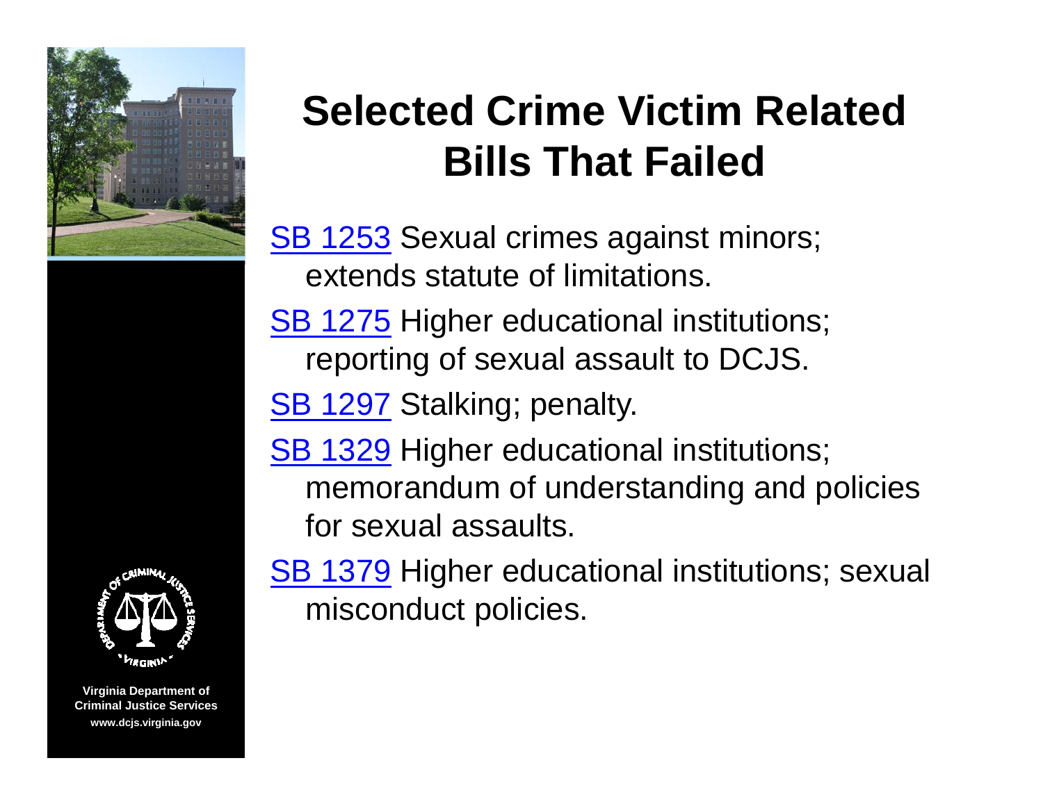# Selected Crime Victim Related Bills That Failed

SB 1253 Sexual crimes against minors; extends statute of limitations.

SB 1275 Higher educational institutions; reporting of sexual assault to DCJS.

SB 1297 Stalking; penalty.

SB 1329 Higher educational institutions; memorandum of understanding and policies for sexual assaults.

SB 1379 Higher educational institutions; sexual misconduct policies.

Virginia Department of Criminal Justice Services
www.dcjs.virginia.gov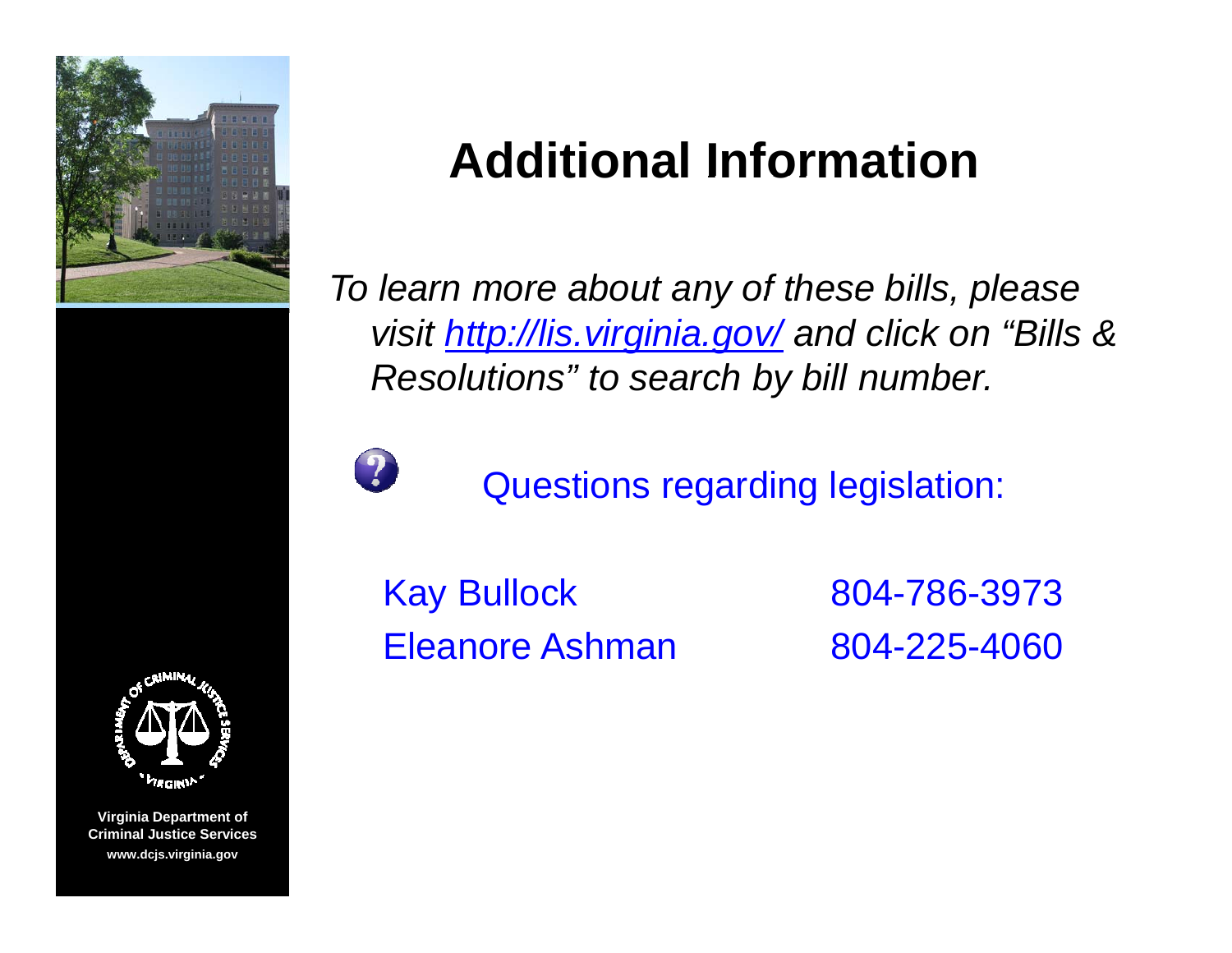# Additional Information

*To learn more about any of these bills, please visit [http://lis.virginia.gov/](http://lis.virginia.gov/) and click on "Bills & Resolutions" to search by bill number.*

Questions regarding legislation:

| | |
|---|---|
| Kay Bullock | 804-786-3973 |
| Eleanore Ashman | 804-225-4060 |

**Virginia Department of Criminal Justice Services**
**www.dcjs.virginia.gov**